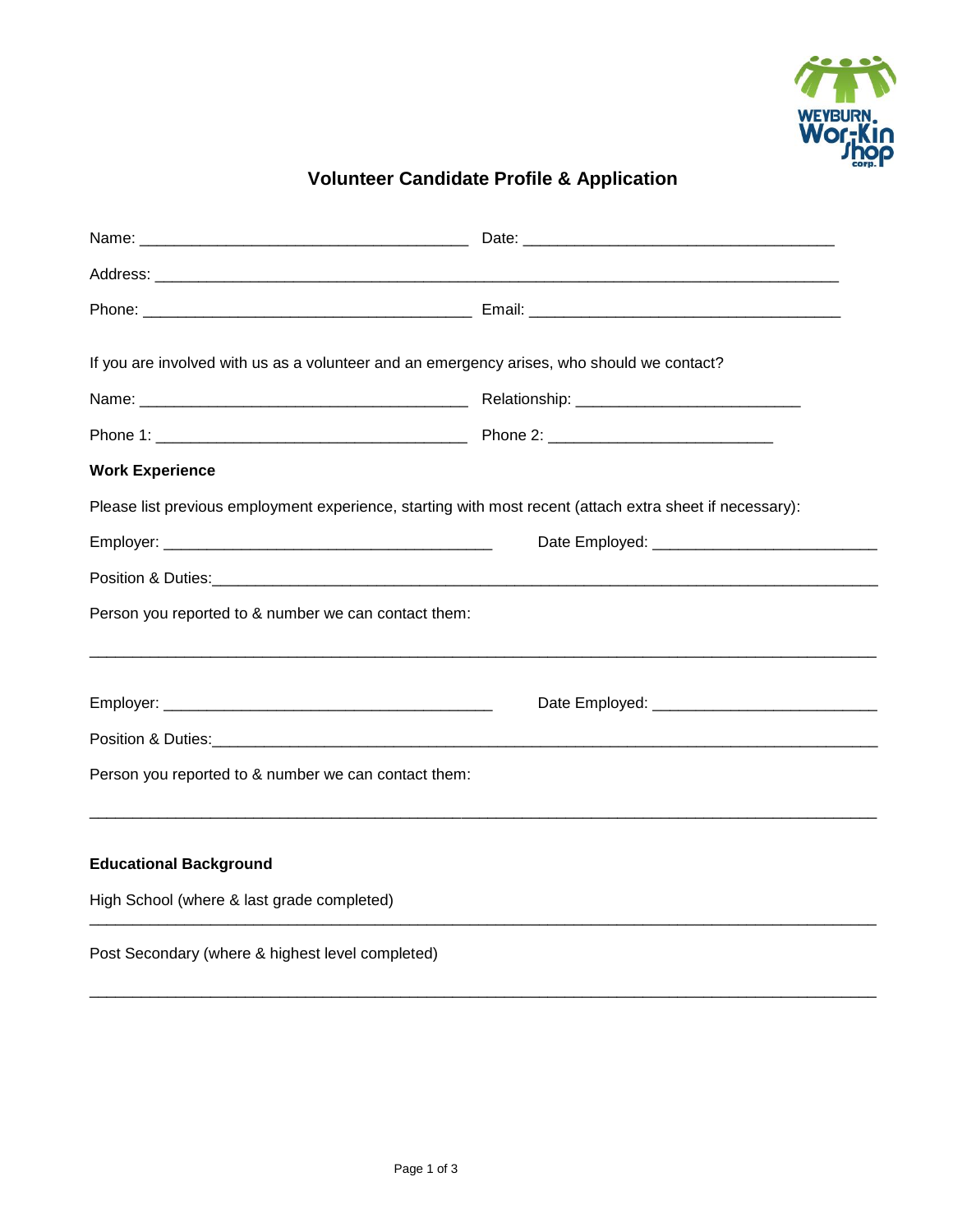WEYBURN Wor-Kin Shop corp.

# Volunteer Candidate Profile & Application

Name: ______________________________________ Date: ____________________________________

Address: ________________________________________________________________________________

Phone: _____________________________________ Email: ____________________________________

If you are involved with us as a volunteer and an emergency arises, who should we contact?

Name: ______________________________________ Relationship: __________________________

Phone 1: ____________________________________ Phone 2: __________________________

**Work Experience**

Please list previous employment experience, starting with most recent (attach extra sheet if necessary):

Employer: ______________________________________ Date Employed: __________________________

Position & Duties:________________________________________________________________________

Person you reported to & number we can contact them:

_____________________________________________________________________________________________

Employer: ______________________________________ Date Employed: __________________________

Position & Duties:________________________________________________________________________

Person you reported to & number we can contact them:

_____________________________________________________________________________________________

**Educational Background**

High School (where & last grade completed)

_____________________________________________________________________________________________

Post Secondary (where & highest level completed)

_____________________________________________________________________________________________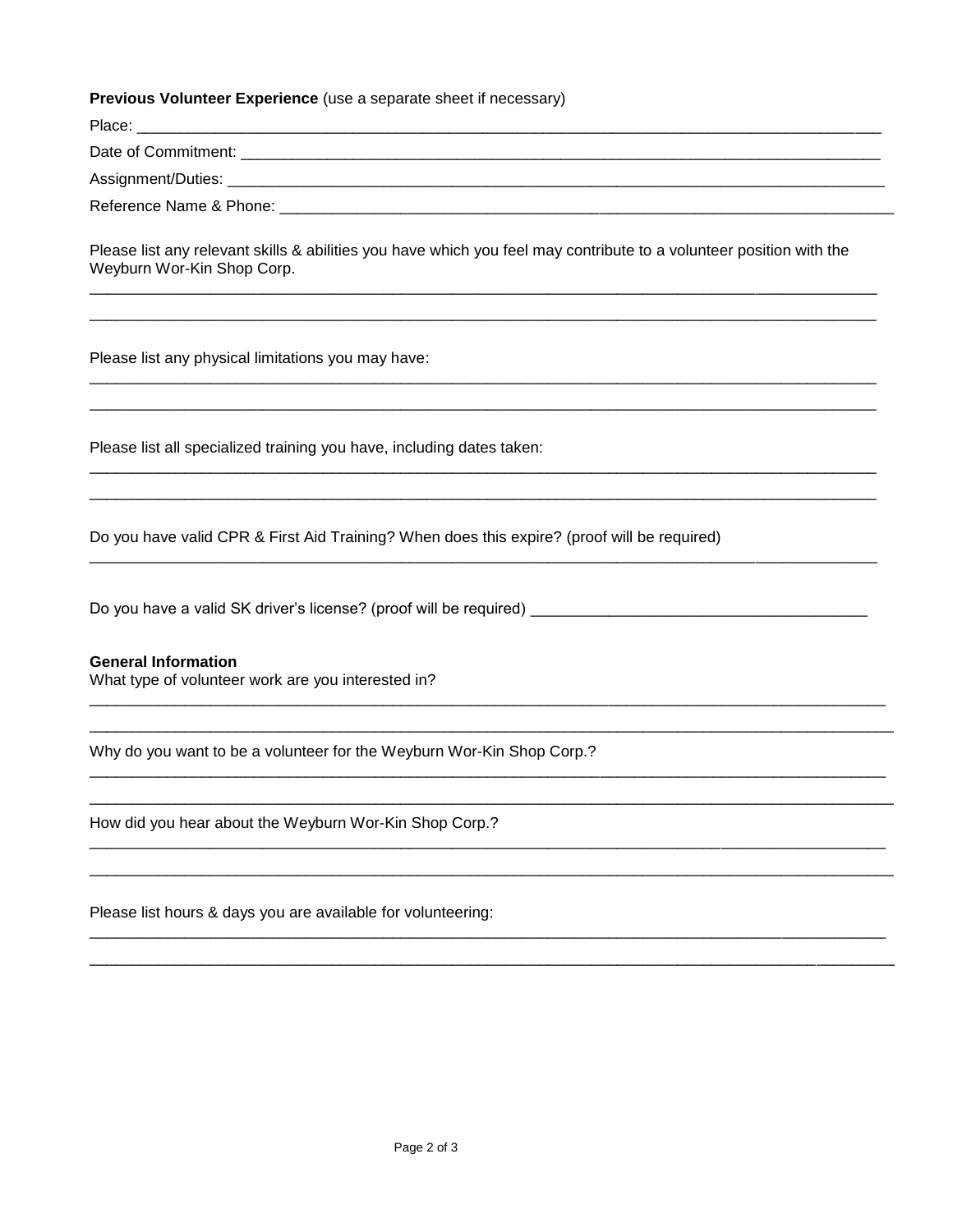**Previous Volunteer Experience** (use a separate sheet if necessary)

Place: ___________________________________________________________________________________

Date of Commitment: _____________________________________________________________________

Assignment/Duties: ______________________________________________________________________

Reference Name & Phone: _________________________________________________________________

Please list any relevant skills & abilities you have which you feel may contribute to a volunteer position with the Weyburn Wor-Kin Shop Corp.

______________________________________________________________________________________

______________________________________________________________________________________

Please list any physical limitations you may have:

______________________________________________________________________________________

______________________________________________________________________________________

Please list all specialized training you have, including dates taken:

______________________________________________________________________________________

______________________________________________________________________________________

Do you have valid CPR & First Aid Training? When does this expire? (proof will be required)

______________________________________________________________________________________

Do you have a valid SK driver's license? (proof will be required) _______________________________________

**General Information**

What type of volunteer work are you interested in?

______________________________________________________________________________________

______________________________________________________________________________________

Why do you want to be a volunteer for the Weyburn Wor-Kin Shop Corp.?

______________________________________________________________________________________

______________________________________________________________________________________

How did you hear about the Weyburn Wor-Kin Shop Corp.?

______________________________________________________________________________________

______________________________________________________________________________________

Please list hours & days you are available for volunteering:

______________________________________________________________________________________

______________________________________________________________________________________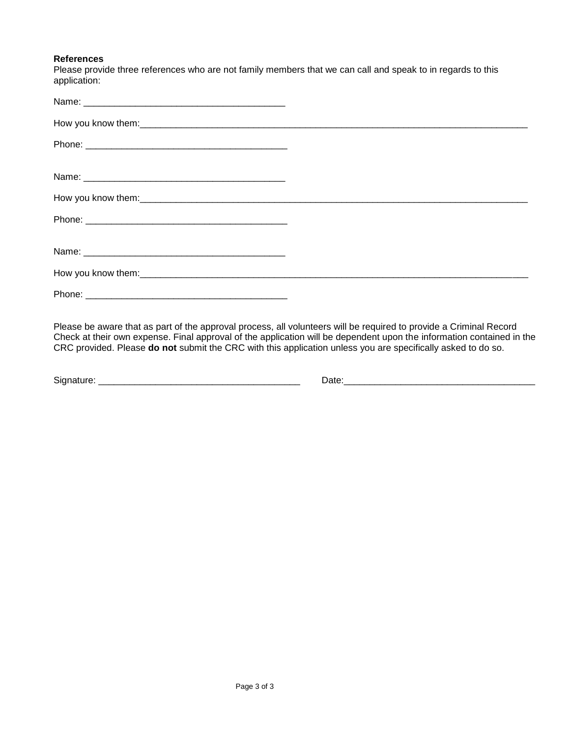**References**

Please provide three references who are not family members that we can call and speak to in regards to this application:

Name: ________________________________________

How you know them:______________________________________________________________________________

Phone: ________________________________________

Name: ________________________________________

How you know them:______________________________________________________________________________

Phone: ________________________________________

Name: ________________________________________

How you know them:______________________________________________________________________________

Phone: ________________________________________

Please be aware that as part of the approval process, all volunteers will be required to provide a Criminal Record Check at their own expense. Final approval of the application will be dependent upon the information contained in the CRC provided. Please **do not** submit the CRC with this application unless you are specifically asked to do so.

Signature: ________________________________________ Date:______________________________________